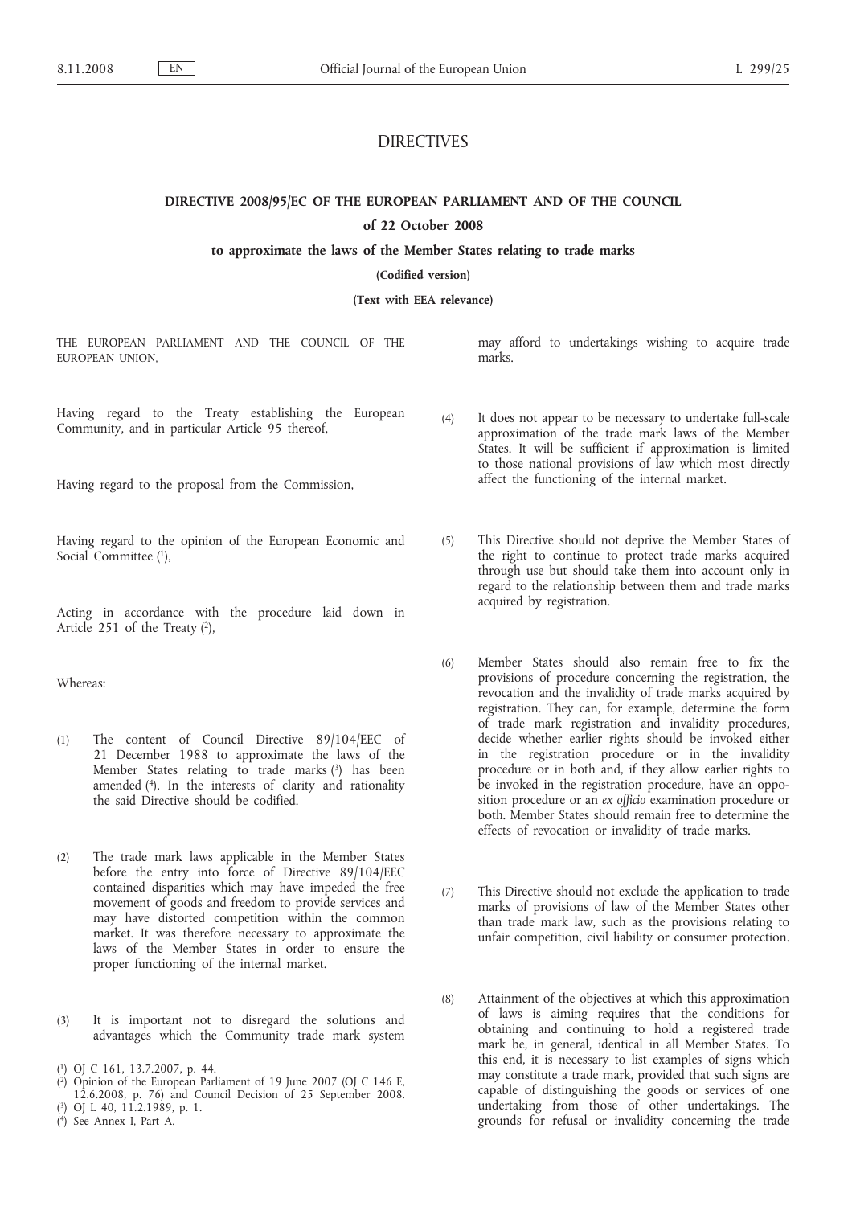# DIRECTIVES

## DIRECTIVE 2008/95/EC OF THE EUROPEAN PARLIAMENT AND OF THE COUNCIL

### of 22 October 2008

### to approximate the laws of the Member States relating to trade marks

**(Codified version)**

**(Text with EEA relevance)**

THE EUROPEAN PARLIAMENT AND THE COUNCIL OF THE EUROPEAN UNION,

Having regard to the Treaty establishing the European Community, and in particular Article 95 thereof,

Having regard to the proposal from the Commission,

Having regard to the opinion of the European Economic and Social Committee [1],

Acting in accordance with the procedure laid down in Article 251 of the Treaty [2],

Whereas:

(1) The content of Council Directive 89/104/EEC of 21 December 1988 to approximate the laws of the Member States relating to trade marks [3] has been amended [4]. In the interests of clarity and rationality the said Directive should be codified.

(2) The trade mark laws applicable in the Member States before the entry into force of Directive 89/104/EEC contained disparities which may have impeded the free movement of goods and freedom to provide services and may have distorted competition within the common market. It was therefore necessary to approximate the laws of the Member States in order to ensure the proper functioning of the internal market.

(3) It is important not to disregard the solutions and advantages which the Community trade mark system may afford to undertakings wishing to acquire trade marks.

(4) It does not appear to be necessary to undertake full-scale approximation of the trade mark laws of the Member States. It will be sufficient if approximation is limited to those national provisions of law which most directly affect the functioning of the internal market.

(5) This Directive should not deprive the Member States of the right to continue to protect trade marks acquired through use but should take them into account only in regard to the relationship between them and trade marks acquired by registration.

(6) Member States should also remain free to fix the provisions of procedure concerning the registration, the revocation and the invalidity of trade marks acquired by registration. They can, for example, determine the form of trade mark registration and invalidity procedures, decide whether earlier rights should be invoked either in the registration procedure or in the invalidity procedure or in both and, if they allow earlier rights to be invoked in the registration procedure, have an opposition procedure or an *ex officio* examination procedure or both. Member States should remain free to determine the effects of revocation or invalidity of trade marks.

(7) This Directive should not exclude the application to trade marks of provisions of law of the Member States other than trade mark law, such as the provisions relating to unfair competition, civil liability or consumer protection.

(8) Attainment of the objectives at which this approximation of laws is aiming requires that the conditions for obtaining and continuing to hold a registered trade mark be, in general, identical in all Member States. To this end, it is necessary to list examples of signs which may constitute a trade mark, provided that such signs are capable of distinguishing the goods or services of one undertaking from those of other undertakings. The grounds for refusal or invalidity concerning the trade

---

[1] OJ C 161, 13.7.2007, p. 44.

[2] Opinion of the European Parliament of 19 June 2007 (OJ C 146 E, 12.6.2008, p. 76) and Council Decision of 25 September 2008.

[3] OJ L 40, 11.2.1989, p. 1.

[4] See Annex I, Part A.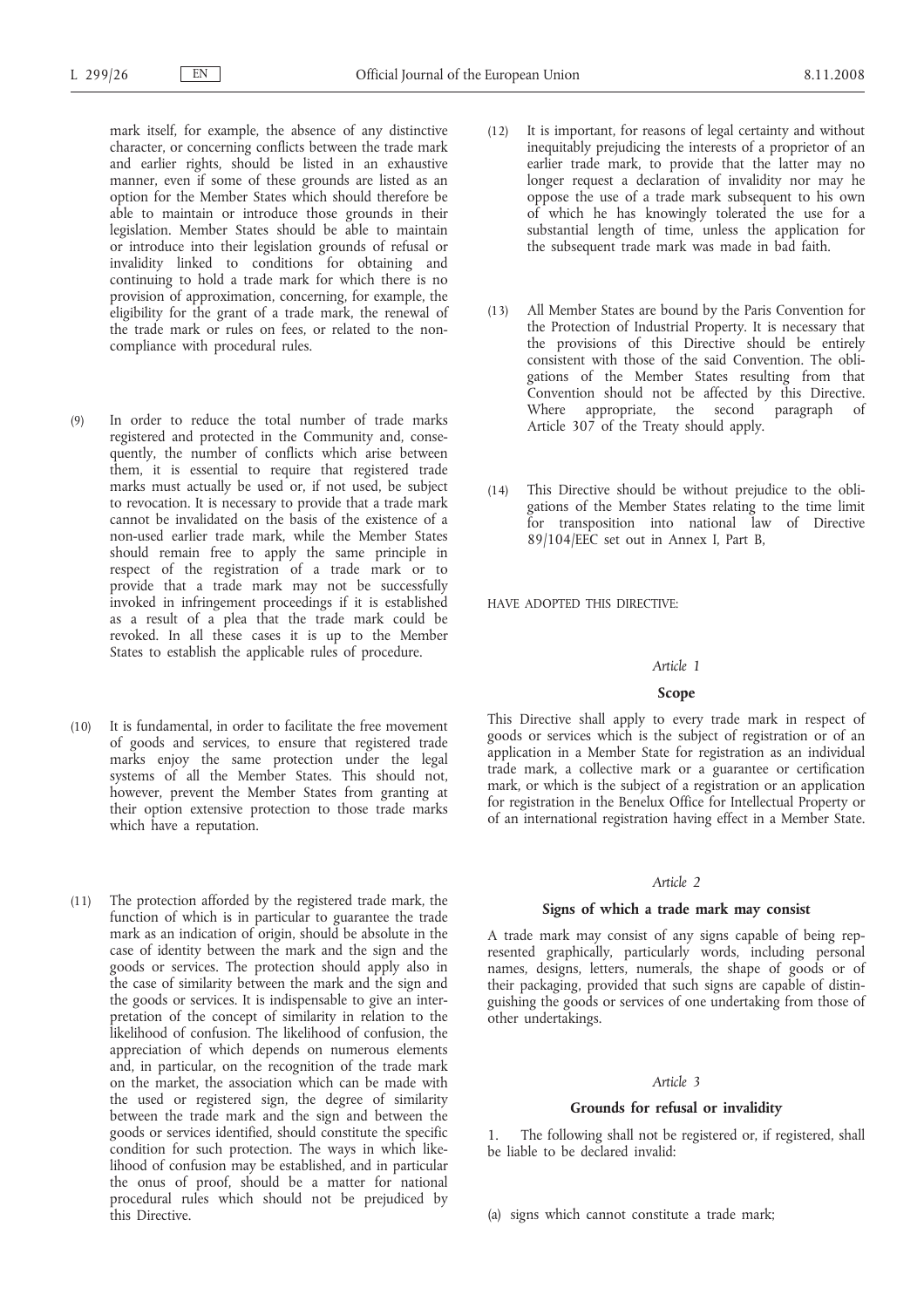mark itself, for example, the absence of any distinctive character, or concerning conflicts between the trade mark and earlier rights, should be listed in an exhaustive manner, even if some of these grounds are listed as an option for the Member States which should therefore be able to maintain or introduce those grounds in their legislation. Member States should be able to maintain or introduce into their legislation grounds of refusal or invalidity linked to conditions for obtaining and continuing to hold a trade mark for which there is no provision of approximation, concerning, for example, the eligibility for the grant of a trade mark, the renewal of the trade mark or rules on fees, or related to the non-compliance with procedural rules.

(9) In order to reduce the total number of trade marks registered and protected in the Community and, consequently, the number of conflicts which arise between them, it is essential to require that registered trade marks must actually be used or, if not used, be subject to revocation. It is necessary to provide that a trade mark cannot be invalidated on the basis of the existence of a non-used earlier trade mark, while the Member States should remain free to apply the same principle in respect of the registration of a trade mark or to provide that a trade mark may not be successfully invoked in infringement proceedings if it is established as a result of a plea that the trade mark could be revoked. In all these cases it is up to the Member States to establish the applicable rules of procedure.

(10) It is fundamental, in order to facilitate the free movement of goods and services, to ensure that registered trade marks enjoy the same protection under the legal systems of all the Member States. This should not, however, prevent the Member States from granting at their option extensive protection to those trade marks which have a reputation.

(11) The protection afforded by the registered trade mark, the function of which is in particular to guarantee the trade mark as an indication of origin, should be absolute in the case of identity between the mark and the sign and the goods or services. The protection should apply also in the case of similarity between the mark and the sign and the goods or services. It is indispensable to give an interpretation of the concept of similarity in relation to the likelihood of confusion. The likelihood of confusion, the appreciation of which depends on numerous elements and, in particular, on the recognition of the trade mark on the market, the association which can be made with the used or registered sign, the degree of similarity between the trade mark and the sign and between the goods or services identified, should constitute the specific condition for such protection. The ways in which likelihood of confusion may be established, and in particular the onus of proof, should be a matter for national procedural rules which should not be prejudiced by this Directive.

(12) It is important, for reasons of legal certainty and without inequitably prejudicing the interests of a proprietor of an earlier trade mark, to provide that the latter may no longer request a declaration of invalidity nor may he oppose the use of a trade mark subsequent to his own of which he has knowingly tolerated the use for a substantial length of time, unless the application for the subsequent trade mark was made in bad faith.

(13) All Member States are bound by the Paris Convention for the Protection of Industrial Property. It is necessary that the provisions of this Directive should be entirely consistent with those of the said Convention. The obligations of the Member States resulting from that Convention should not be affected by this Directive. Where appropriate, the second paragraph of Article 307 of the Treaty should apply.

(14) This Directive should be without prejudice to the obligations of the Member States relating to the time limit for transposition into national law of Directive 89/104/EEC set out in Annex I, Part B,

HAVE ADOPTED THIS DIRECTIVE:

## *Article 1*

### Scope

This Directive shall apply to every trade mark in respect of goods or services which is the subject of registration or of an application in a Member State for registration as an individual trade mark, a collective mark or a guarantee or certification mark, or which is the subject of a registration or an application for registration in the Benelux Office for Intellectual Property or of an international registration having effect in a Member State.

## *Article 2*

### Signs of which a trade mark may consist

A trade mark may consist of any signs capable of being represented graphically, particularly words, including personal names, designs, letters, numerals, the shape of goods or of their packaging, provided that such signs are capable of distinguishing the goods or services of one undertaking from those of other undertakings.

## *Article 3*

### Grounds for refusal or invalidity

1. The following shall not be registered or, if registered, shall be liable to be declared invalid:

(a) signs which cannot constitute a trade mark;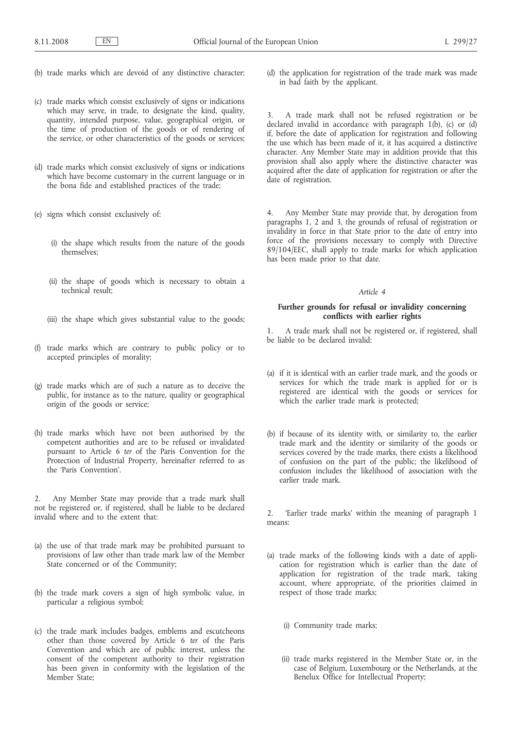(b) trade marks which are devoid of any distinctive character;

(c) trade marks which consist exclusively of signs or indications which may serve, in trade, to designate the kind, quality, quantity, intended purpose, value, geographical origin, or the time of production of the goods or of rendering of the service, or other characteristics of the goods or services;

(d) trade marks which consist exclusively of signs or indications which have become customary in the current language or in the bona fide and established practices of the trade;

(e) signs which consist exclusively of:

   (i) the shape which results from the nature of the goods themselves;

   (ii) the shape of goods which is necessary to obtain a technical result;

   (iii) the shape which gives substantial value to the goods;

(f) trade marks which are contrary to public policy or to accepted principles of morality;

(g) trade marks which are of such a nature as to deceive the public, for instance as to the nature, quality or geographical origin of the goods or service;

(h) trade marks which have not been authorised by the competent authorities and are to be refused or invalidated pursuant to Article 6 *ter* of the Paris Convention for the Protection of Industrial Property, hereinafter referred to as the 'Paris Convention'.

2. Any Member State may provide that a trade mark shall not be registered or, if registered, shall be liable to be declared invalid where and to the extent that:

(a) the use of that trade mark may be prohibited pursuant to provisions of law other than trade mark law of the Member State concerned or of the Community;

(b) the trade mark covers a sign of high symbolic value, in particular a religious symbol;

(c) the trade mark includes badges, emblems and escutcheons other than those covered by Article 6 *ter* of the Paris Convention and which are of public interest, unless the consent of the competent authority to their registration has been given in conformity with the legislation of the Member State;

(d) the application for registration of the trade mark was made in bad faith by the applicant.

3. A trade mark shall not be refused registration or be declared invalid in accordance with paragraph 1(b), (c) or (d) if, before the date of application for registration and following the use which has been made of it, it has acquired a distinctive character. Any Member State may in addition provide that this provision shall also apply where the distinctive character was acquired after the date of application for registration or after the date of registration.

4. Any Member State may provide that, by derogation from paragraphs 1, 2 and 3, the grounds of refusal of registration or invalidity in force in that State prior to the date of entry into force of the provisions necessary to comply with Directive 89/104/EEC, shall apply to trade marks for which application has been made prior to that date.

*Article 4*

**Further grounds for refusal or invalidity concerning conflicts with earlier rights**

1. A trade mark shall not be registered or, if registered, shall be liable to be declared invalid:

(a) if it is identical with an earlier trade mark, and the goods or services for which the trade mark is applied for or is registered are identical with the goods or services for which the earlier trade mark is protected;

(b) if because of its identity with, or similarity to, the earlier trade mark and the identity or similarity of the goods or services covered by the trade marks, there exists a likelihood of confusion on the part of the public; the likelihood of confusion includes the likelihood of association with the earlier trade mark.

2. 'Earlier trade marks' within the meaning of paragraph 1 means:

(a) trade marks of the following kinds with a date of application for registration which is earlier than the date of application for registration of the trade mark, taking account, where appropriate, of the priorities claimed in respect of those trade marks;

   (i) Community trade marks;

   (ii) trade marks registered in the Member State or, in the case of Belgium, Luxembourg or the Netherlands, at the Benelux Office for Intellectual Property;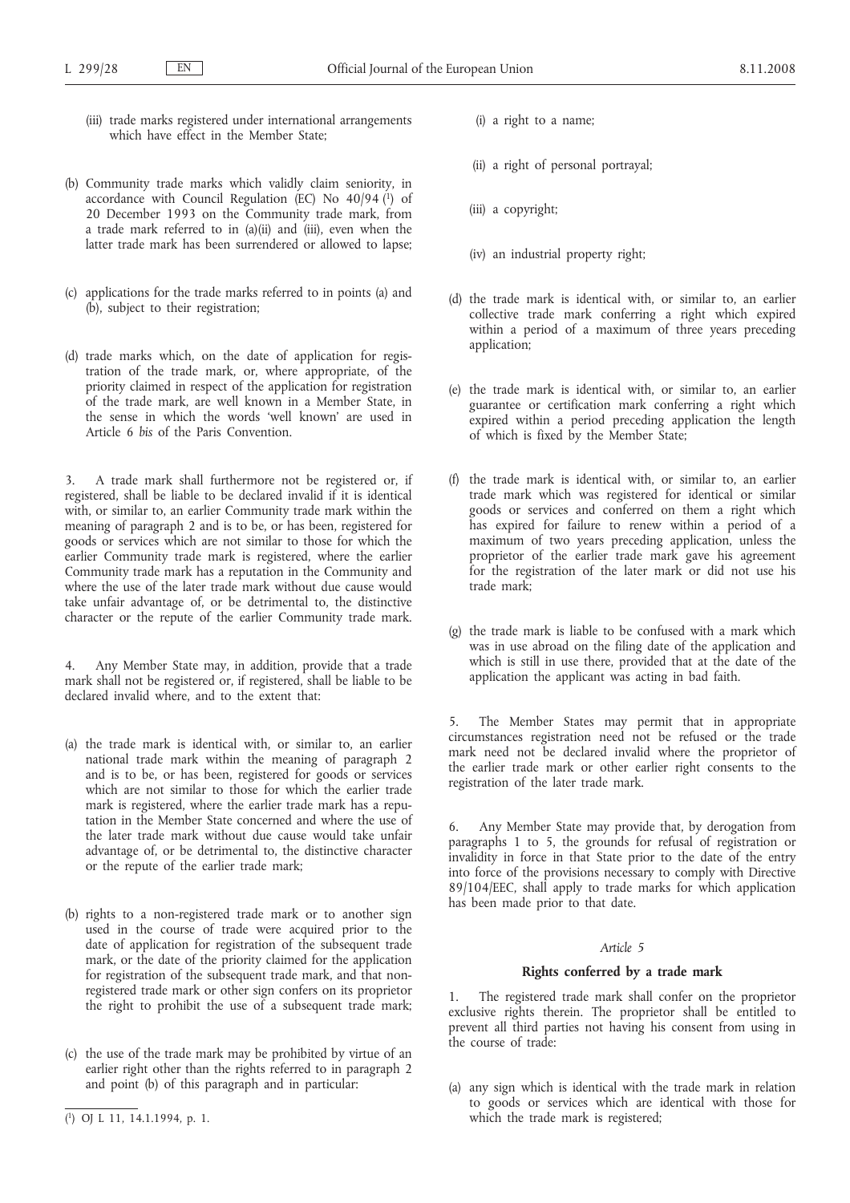(iii) trade marks registered under international arrangements which have effect in the Member State;

(b) Community trade marks which validly claim seniority, in accordance with Council Regulation (EC) No 40/94 [1] of 20 December 1993 on the Community trade mark, from a trade mark referred to in (a)(ii) and (iii), even when the latter trade mark has been surrendered or allowed to lapse;

(c) applications for the trade marks referred to in points (a) and (b), subject to their registration;

(d) trade marks which, on the date of application for registration of the trade mark, or, where appropriate, of the priority claimed in respect of the application for registration of the trade mark, are well known in a Member State, in the sense in which the words 'well known' are used in Article 6 *bis* of the Paris Convention.

3. A trade mark shall furthermore not be registered or, if registered, shall be liable to be declared invalid if it is identical with, or similar to, an earlier Community trade mark within the meaning of paragraph 2 and is to be, or has been, registered for goods or services which are not similar to those for which the earlier Community trade mark is registered, where the earlier Community trade mark has a reputation in the Community and where the use of the later trade mark without due cause would take unfair advantage of, or be detrimental to, the distinctive character or the repute of the earlier Community trade mark.

4. Any Member State may, in addition, provide that a trade mark shall not be registered or, if registered, shall be liable to be declared invalid where, and to the extent that:

(a) the trade mark is identical with, or similar to, an earlier national trade mark within the meaning of paragraph 2 and is to be, or has been, registered for goods or services which are not similar to those for which the earlier trade mark is registered, where the earlier trade mark has a reputation in the Member State concerned and where the use of the later trade mark without due cause would take unfair advantage of, or be detrimental to, the distinctive character or the repute of the earlier trade mark;

(b) rights to a non-registered trade mark or to another sign used in the course of trade were acquired prior to the date of application for registration of the subsequent trade mark, or the date of the priority claimed for the application for registration of the subsequent trade mark, and that non-registered trade mark or other sign confers on its proprietor the right to prohibit the use of a subsequent trade mark;

(c) the use of the trade mark may be prohibited by virtue of an earlier right other than the rights referred to in paragraph 2 and point (b) of this paragraph and in particular:

(i) a right to a name;

(ii) a right of personal portrayal;

(iii) a copyright;

(iv) an industrial property right;

(d) the trade mark is identical with, or similar to, an earlier collective trade mark conferring a right which expired within a period of a maximum of three years preceding application;

(e) the trade mark is identical with, or similar to, an earlier guarantee or certification mark conferring a right which expired within a period preceding application the length of which is fixed by the Member State;

(f) the trade mark is identical with, or similar to, an earlier trade mark which was registered for identical or similar goods or services and conferred on them a right which has expired for failure to renew within a period of a maximum of two years preceding application, unless the proprietor of the earlier trade mark gave his agreement for the registration of the later mark or did not use his trade mark;

(g) the trade mark is liable to be confused with a mark which was in use abroad on the filing date of the application and which is still in use there, provided that at the date of the application the applicant was acting in bad faith.

5. The Member States may permit that in appropriate circumstances registration need not be refused or the trade mark need not be declared invalid where the proprietor of the earlier trade mark or other earlier right consents to the registration of the later trade mark.

6. Any Member State may provide that, by derogation from paragraphs 1 to 5, the grounds for refusal of registration or invalidity in force in that State prior to the date of the entry into force of the provisions necessary to comply with Directive 89/104/EEC, shall apply to trade marks for which application has been made prior to that date.

*Article 5*

**Rights conferred by a trade mark**

1. The registered trade mark shall confer on the proprietor exclusive rights therein. The proprietor shall be entitled to prevent all third parties not having his consent from using in the course of trade:

(a) any sign which is identical with the trade mark in relation to goods or services which are identical with those for which the trade mark is registered;

[1] OJ L 11, 14.1.1994, p. 1.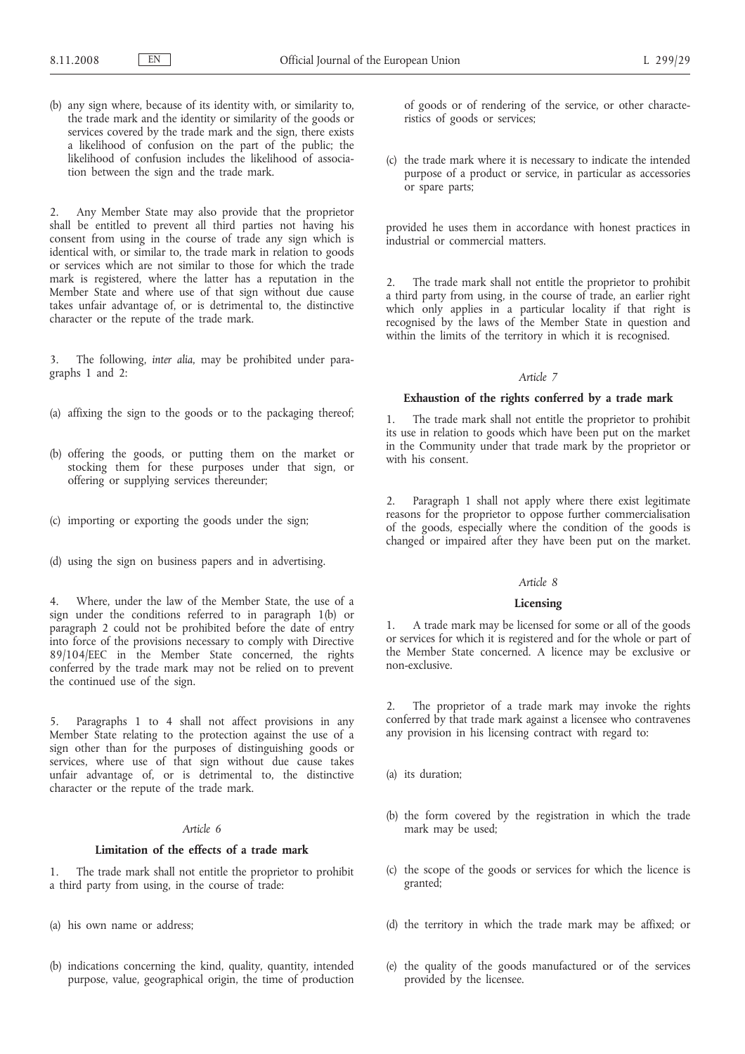(b) any sign where, because of its identity with, or similarity to, the trade mark and the identity or similarity of the goods or services covered by the trade mark and the sign, there exists a likelihood of confusion on the part of the public; the likelihood of confusion includes the likelihood of association between the sign and the trade mark.

2. Any Member State may also provide that the proprietor shall be entitled to prevent all third parties not having his consent from using in the course of trade any sign which is identical with, or similar to, the trade mark in relation to goods or services which are not similar to those for which the trade mark is registered, where the latter has a reputation in the Member State and where use of that sign without due cause takes unfair advantage of, or is detrimental to, the distinctive character or the repute of the trade mark.

3. The following, *inter alia*, may be prohibited under paragraphs 1 and 2:

(a) affixing the sign to the goods or to the packaging thereof;

(b) offering the goods, or putting them on the market or stocking them for these purposes under that sign, or offering or supplying services thereunder;

(c) importing or exporting the goods under the sign;

(d) using the sign on business papers and in advertising.

4. Where, under the law of the Member State, the use of a sign under the conditions referred to in paragraph 1(b) or paragraph 2 could not be prohibited before the date of entry into force of the provisions necessary to comply with Directive 89/104/EEC in the Member State concerned, the rights conferred by the trade mark may not be relied on to prevent the continued use of the sign.

5. Paragraphs 1 to 4 shall not affect provisions in any Member State relating to the protection against the use of a sign other than for the purposes of distinguishing goods or services, where use of that sign without due cause takes unfair advantage of, or is detrimental to, the distinctive character or the repute of the trade mark.

*Article 6*

**Limitation of the effects of a trade mark**

1. The trade mark shall not entitle the proprietor to prohibit a third party from using, in the course of trade:

(a) his own name or address;

(b) indications concerning the kind, quality, quantity, intended purpose, value, geographical origin, the time of production of goods or of rendering of the service, or other characteristics of goods or services;

(c) the trade mark where it is necessary to indicate the intended purpose of a product or service, in particular as accessories or spare parts;

provided he uses them in accordance with honest practices in industrial or commercial matters.

2. The trade mark shall not entitle the proprietor to prohibit a third party from using, in the course of trade, an earlier right which only applies in a particular locality if that right is recognised by the laws of the Member State in question and within the limits of the territory in which it is recognised.

*Article 7*

**Exhaustion of the rights conferred by a trade mark**

1. The trade mark shall not entitle the proprietor to prohibit its use in relation to goods which have been put on the market in the Community under that trade mark by the proprietor or with his consent.

2. Paragraph 1 shall not apply where there exist legitimate reasons for the proprietor to oppose further commercialisation of the goods, especially where the condition of the goods is changed or impaired after they have been put on the market.

*Article 8*

**Licensing**

1. A trade mark may be licensed for some or all of the goods or services for which it is registered and for the whole or part of the Member State concerned. A licence may be exclusive or non-exclusive.

2. The proprietor of a trade mark may invoke the rights conferred by that trade mark against a licensee who contravenes any provision in his licensing contract with regard to:

(a) its duration;

(b) the form covered by the registration in which the trade mark may be used;

(c) the scope of the goods or services for which the licence is granted;

(d) the territory in which the trade mark may be affixed; or

(e) the quality of the goods manufactured or of the services provided by the licensee.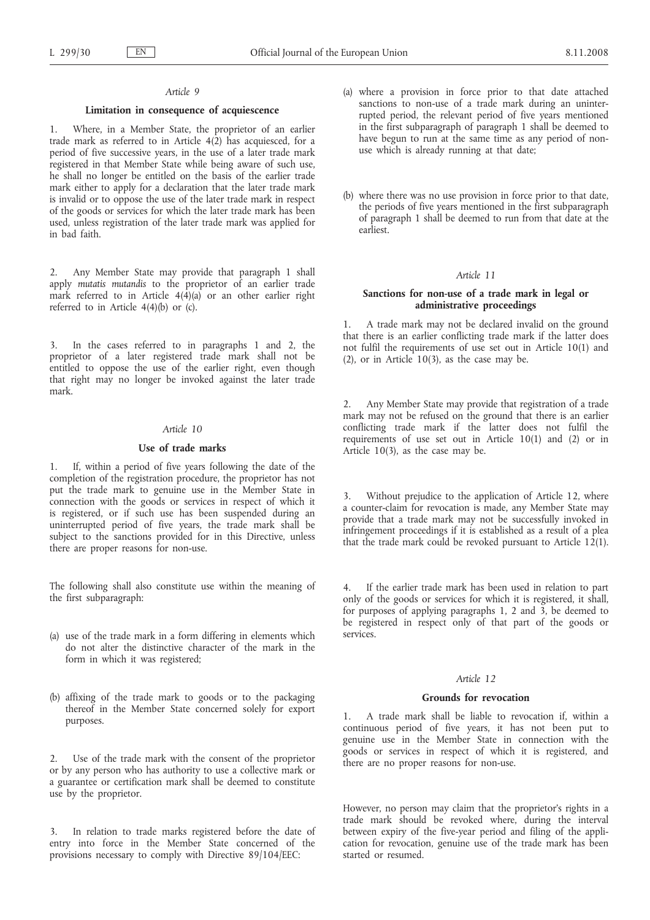*Article 9*

**Limitation in consequence of acquiescence**

1. Where, in a Member State, the proprietor of an earlier trade mark as referred to in Article 4(2) has acquiesced, for a period of five successive years, in the use of a later trade mark registered in that Member State while being aware of such use, he shall no longer be entitled on the basis of the earlier trade mark either to apply for a declaration that the later trade mark is invalid or to oppose the use of the later trade mark in respect of the goods or services for which the later trade mark has been used, unless registration of the later trade mark was applied for in bad faith.

2. Any Member State may provide that paragraph 1 shall apply *mutatis mutandis* to the proprietor of an earlier trade mark referred to in Article 4(4)(a) or an other earlier right referred to in Article 4(4)(b) or (c).

3. In the cases referred to in paragraphs 1 and 2, the proprietor of a later registered trade mark shall not be entitled to oppose the use of the earlier right, even though that right may no longer be invoked against the later trade mark.

*Article 10*

**Use of trade marks**

1. If, within a period of five years following the date of the completion of the registration procedure, the proprietor has not put the trade mark to genuine use in the Member State in connection with the goods or services in respect of which it is registered, or if such use has been suspended during an uninterrupted period of five years, the trade mark shall be subject to the sanctions provided for in this Directive, unless there are proper reasons for non-use.

The following shall also constitute use within the meaning of the first subparagraph:

(a) use of the trade mark in a form differing in elements which do not alter the distinctive character of the mark in the form in which it was registered;

(b) affixing of the trade mark to goods or to the packaging thereof in the Member State concerned solely for export purposes.

2. Use of the trade mark with the consent of the proprietor or by any person who has authority to use a collective mark or a guarantee or certification mark shall be deemed to constitute use by the proprietor.

3. In relation to trade marks registered before the date of entry into force in the Member State concerned of the provisions necessary to comply with Directive 89/104/EEC:

(a) where a provision in force prior to that date attached sanctions to non-use of a trade mark during an uninterrupted period, the relevant period of five years mentioned in the first subparagraph of paragraph 1 shall be deemed to have begun to run at the same time as any period of non-use which is already running at that date;

(b) where there was no use provision in force prior to that date, the periods of five years mentioned in the first subparagraph of paragraph 1 shall be deemed to run from that date at the earliest.

*Article 11*

**Sanctions for non-use of a trade mark in legal or administrative proceedings**

1. A trade mark may not be declared invalid on the ground that there is an earlier conflicting trade mark if the latter does not fulfil the requirements of use set out in Article 10(1) and (2), or in Article 10(3), as the case may be.

2. Any Member State may provide that registration of a trade mark may not be refused on the ground that there is an earlier conflicting trade mark if the latter does not fulfil the requirements of use set out in Article 10(1) and (2) or in Article 10(3), as the case may be.

3. Without prejudice to the application of Article 12, where a counter-claim for revocation is made, any Member State may provide that a trade mark may not be successfully invoked in infringement proceedings if it is established as a result of a plea that the trade mark could be revoked pursuant to Article 12(1).

4. If the earlier trade mark has been used in relation to part only of the goods or services for which it is registered, it shall, for purposes of applying paragraphs 1, 2 and 3, be deemed to be registered in respect only of that part of the goods or services.

*Article 12*

**Grounds for revocation**

1. A trade mark shall be liable to revocation if, within a continuous period of five years, it has not been put to genuine use in the Member State in connection with the goods or services in respect of which it is registered, and there are no proper reasons for non-use.

However, no person may claim that the proprietor's rights in a trade mark should be revoked where, during the interval between expiry of the five-year period and filing of the application for revocation, genuine use of the trade mark has been started or resumed.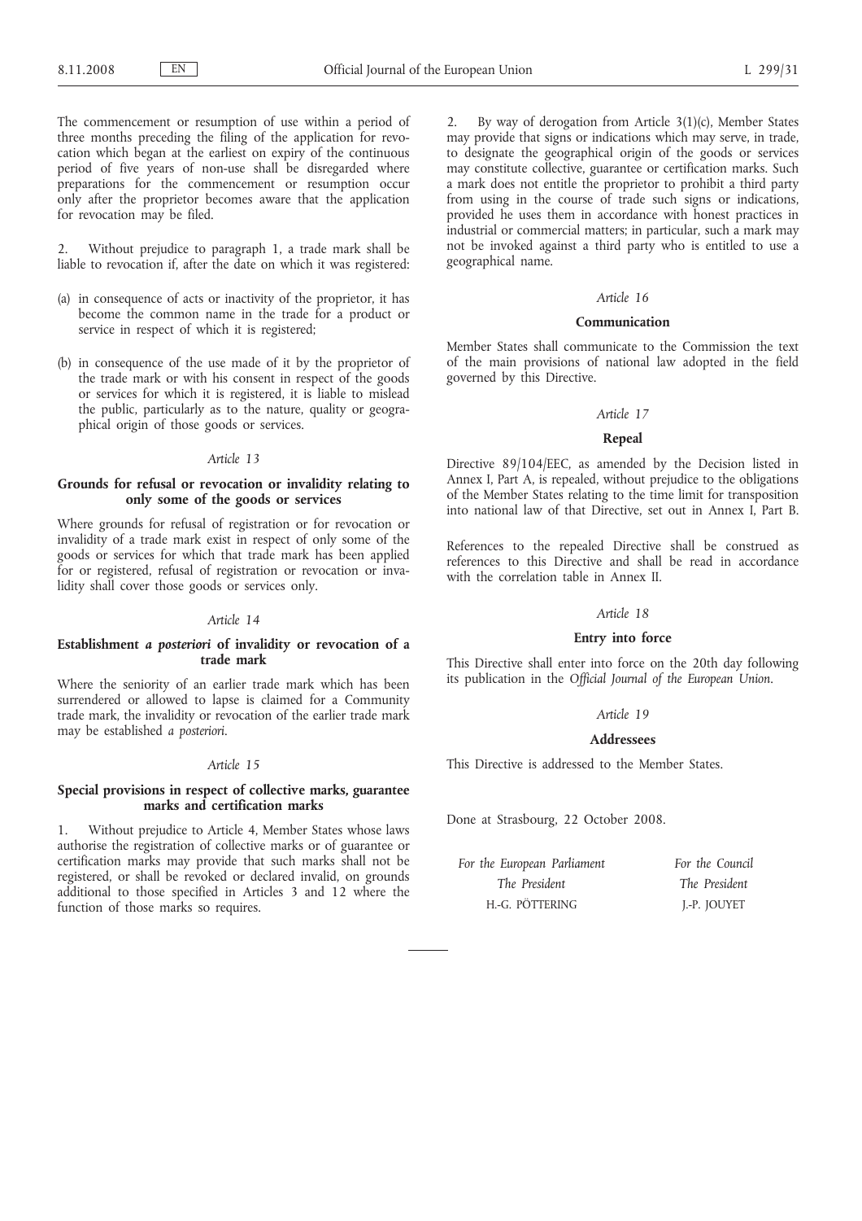The commencement or resumption of use within a period of three months preceding the filing of the application for revocation which began at the earliest on expiry of the continuous period of five years of non-use shall be disregarded where preparations for the commencement or resumption occur only after the proprietor becomes aware that the application for revocation may be filed.

2. Without prejudice to paragraph 1, a trade mark shall be liable to revocation if, after the date on which it was registered:

(a) in consequence of acts or inactivity of the proprietor, it has become the common name in the trade for a product or service in respect of which it is registered;

(b) in consequence of the use made of it by the proprietor of the trade mark or with his consent in respect of the goods or services for which it is registered, it is liable to mislead the public, particularly as to the nature, quality or geographical origin of those goods or services.

*Article 13*

**Grounds for refusal or revocation or invalidity relating to only some of the goods or services**

Where grounds for refusal of registration or for revocation or invalidity of a trade mark exist in respect of only some of the goods or services for which that trade mark has been applied for or registered, refusal of registration or revocation or invalidity shall cover those goods or services only.

*Article 14*

**Establishment *a posteriori* of invalidity or revocation of a trade mark**

Where the seniority of an earlier trade mark which has been surrendered or allowed to lapse is claimed for a Community trade mark, the invalidity or revocation of the earlier trade mark may be established *a posteriori*.

*Article 15*

**Special provisions in respect of collective marks, guarantee marks and certification marks**

1. Without prejudice to Article 4, Member States whose laws authorise the registration of collective marks or of guarantee or certification marks may provide that such marks shall not be registered, or shall be revoked or declared invalid, on grounds additional to those specified in Articles 3 and 12 where the function of those marks so requires.

2. By way of derogation from Article 3(1)(c), Member States may provide that signs or indications which may serve, in trade, to designate the geographical origin of the goods or services may constitute collective, guarantee or certification marks. Such a mark does not entitle the proprietor to prohibit a third party from using in the course of trade such signs or indications, provided he uses them in accordance with honest practices in industrial or commercial matters; in particular, such a mark may not be invoked against a third party who is entitled to use a geographical name.

*Article 16*

**Communication**

Member States shall communicate to the Commission the text of the main provisions of national law adopted in the field governed by this Directive.

*Article 17*

**Repeal**

Directive 89/104/EEC, as amended by the Decision listed in Annex I, Part A, is repealed, without prejudice to the obligations of the Member States relating to the time limit for transposition into national law of that Directive, set out in Annex I, Part B.

References to the repealed Directive shall be construed as references to this Directive and shall be read in accordance with the correlation table in Annex II.

*Article 18*

**Entry into force**

This Directive shall enter into force on the 20th day following its publication in the *Official Journal of the European Union*.

*Article 19*

**Addressees**

This Directive is addressed to the Member States.

Done at Strasbourg, 22 October 2008.

*For the European Parliament*
*The President*
H.-G. PÖTTERING

*For the Council*
*The President*
J.-P. JOUYET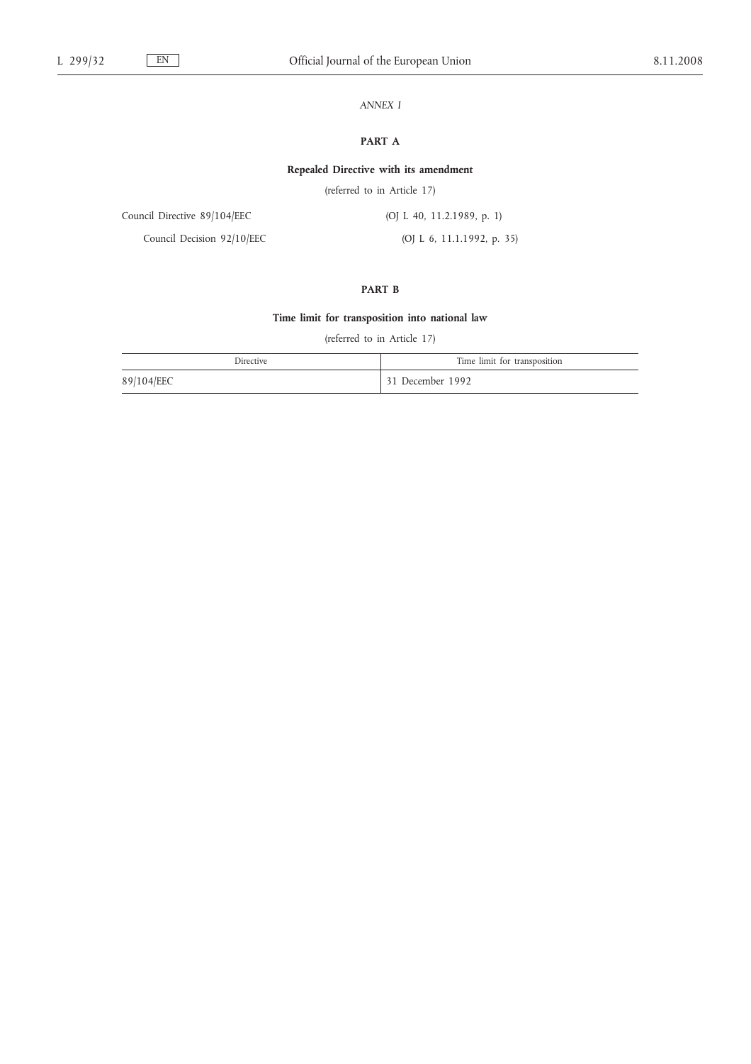*ANNEX I*

**PART A**

**Repealed Directive with its amendment**

(referred to in Article 17)

Council Directive 89/104/EEC (OJ L 40, 11.2.1989, p. 1)

Council Decision 92/10/EEC (OJ L 6, 11.1.1992, p. 35)

**PART B**

**Time limit for transposition into national law**

(referred to in Article 17)

| Directive | Time limit for transposition |
|---|---|
| 89/104/EEC | 31 December 1992 |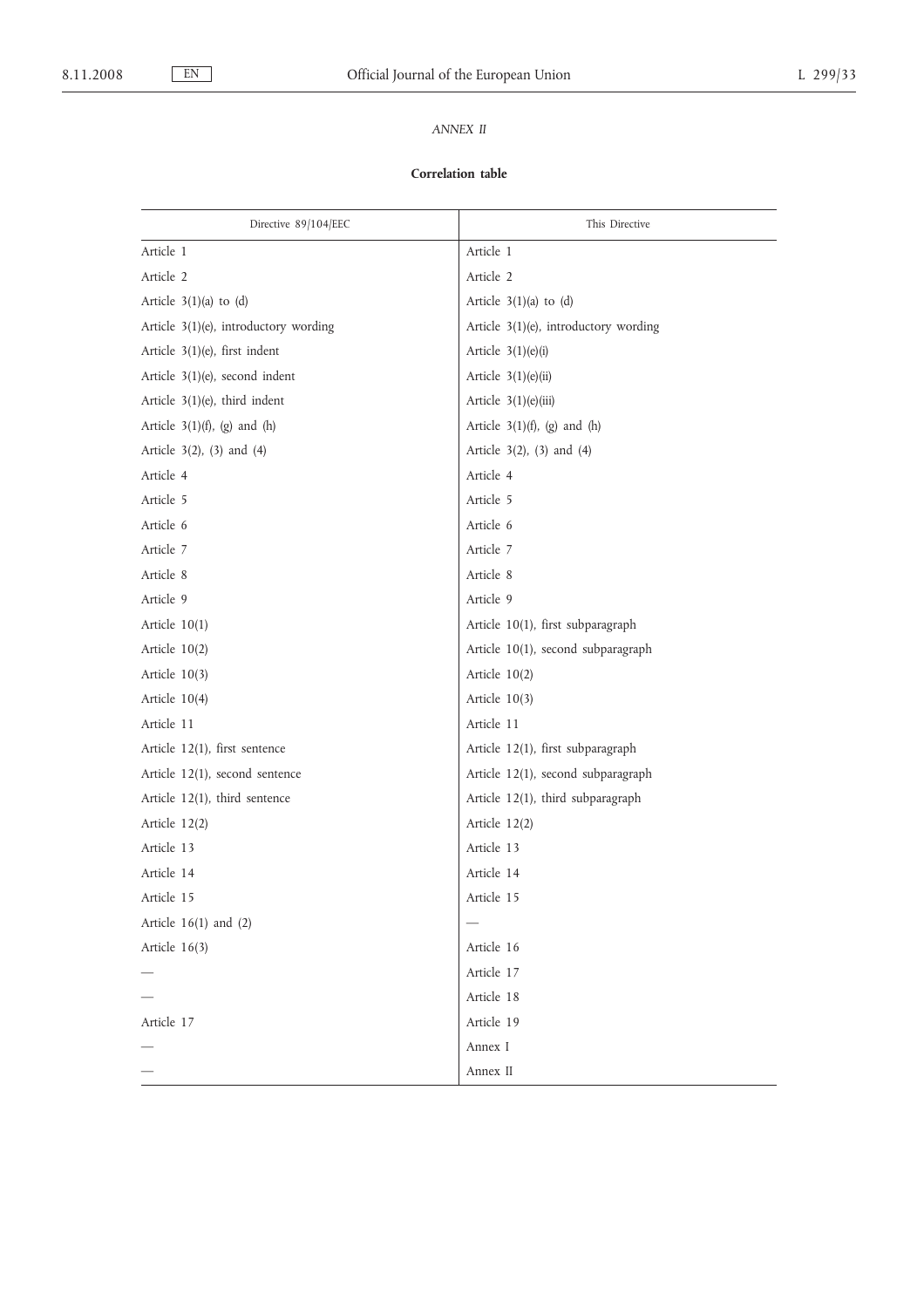*ANNEX II*

**Correlation table**

| Directive 89/104/EEC | This Directive |
|---|---|
| Article 1 | Article 1 |
| Article 2 | Article 2 |
| Article 3(1)(a) to (d) | Article 3(1)(a) to (d) |
| Article 3(1)(e), introductory wording | Article 3(1)(e), introductory wording |
| Article 3(1)(e), first indent | Article 3(1)(e)(i) |
| Article 3(1)(e), second indent | Article 3(1)(e)(ii) |
| Article 3(1)(e), third indent | Article 3(1)(e)(iii) |
| Article 3(1)(f), (g) and (h) | Article 3(1)(f), (g) and (h) |
| Article 3(2), (3) and (4) | Article 3(2), (3) and (4) |
| Article 4 | Article 4 |
| Article 5 | Article 5 |
| Article 6 | Article 6 |
| Article 7 | Article 7 |
| Article 8 | Article 8 |
| Article 9 | Article 9 |
| Article 10(1) | Article 10(1), first subparagraph |
| Article 10(2) | Article 10(1), second subparagraph |
| Article 10(3) | Article 10(2) |
| Article 10(4) | Article 10(3) |
| Article 11 | Article 11 |
| Article 12(1), first sentence | Article 12(1), first subparagraph |
| Article 12(1), second sentence | Article 12(1), second subparagraph |
| Article 12(1), third sentence | Article 12(1), third subparagraph |
| Article 12(2) | Article 12(2) |
| Article 13 | Article 13 |
| Article 14 | Article 14 |
| Article 15 | Article 15 |
| Article 16(1) and (2) | — |
| Article 16(3) | Article 16 |
| — | Article 17 |
| — | Article 18 |
| Article 17 | Article 19 |
| — | Annex I |
| — | Annex II |